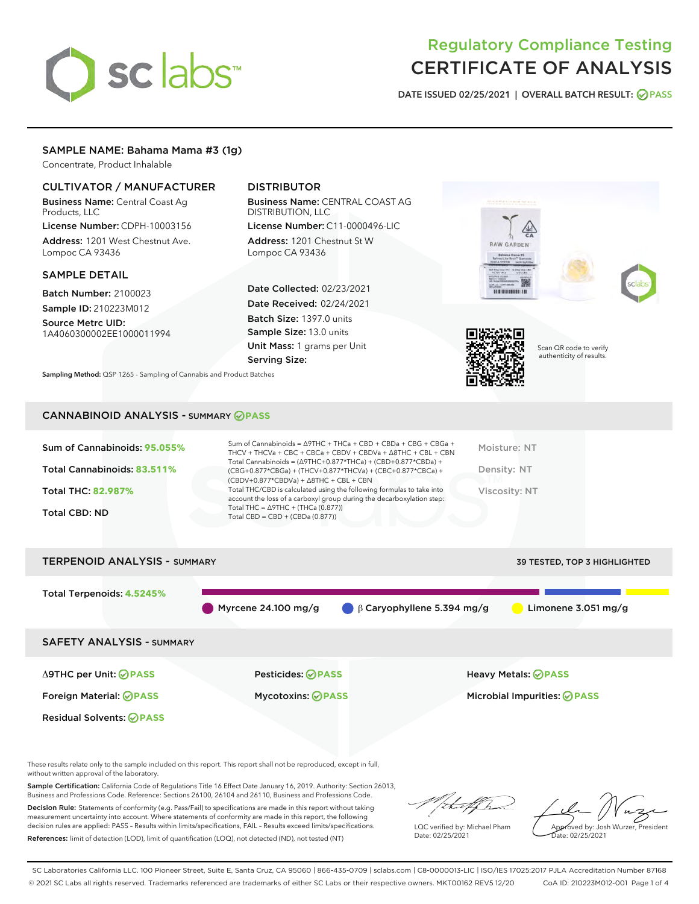# Regulatory Compliance Testing
# CERTIFICATE OF ANALYSIS

DATE ISSUED 02/25/2021 | OVERALL BATCH RESULT: PASS

## SAMPLE NAME: Bahama Mama #3 (1g)

Concentrate, Product Inhalable

### CULTIVATOR / MANUFACTURER

**Business Name:** Central Coast Ag Products, LLC

**License Number:** CDPH-10003156

**Address:** 1201 West Chestnut Ave. Lompoc CA 93436

### DISTRIBUTOR

**Business Name:** CENTRAL COAST AG DISTRIBUTION, LLC

**License Number:** C11-0000496-LIC

**Address:** 1201 Chestnut St W Lompoc CA 93436

### SAMPLE DETAIL

**Batch Number:** 2100023

**Sample ID:** 210223M012

**Source Metrc UID:** 1A4060300002EE1000011994

**Date Collected:** 02/23/2021

**Date Received:** 02/24/2021

**Batch Size:** 1397.0 units

**Sample Size:** 13.0 units

**Unit Mass:** 1 grams per Unit

**Serving Size:**

Scan QR code to verify authenticity of results.

**Sampling Method:** QSP 1265 - Sampling of Cannabis and Product Batches

## CANNABINOID ANALYSIS - SUMMARY PASS

**Sum of Cannabinoids:** 95.055%

**Total Cannabinoids:** 83.511%

**Total THC:** 82.987%

**Total CBD:** ND

Sum of Cannabinoids = Δ9THC + THCa + CBD + CBDa + CBG + CBGa + THCV + THCVa + CBC + CBCa + CBDV + CBDVa + Δ8THC + CBL + CBN

Total Cannabinoids = (Δ9THC+0.877*THCa) + (CBD+0.877*CBDa) + (CBG+0.877*CBGa) + (THCV+0.877*THCVa) + (CBC+0.877*CBCa) + (CBDV+0.877*CBDVa) + Δ8THC + CBL + CBN

Total THC/CBD is calculated using the following formulas to take into account the loss of a carboxyl group during the decarboxylation step:

Total THC = Δ9THC + (THCa (0.877))

Total CBD = CBD + (CBDa (0.877))

Moisture: NT

Density: NT

Viscosity: NT

## TERPENOID ANALYSIS - SUMMARY

39 TESTED, TOP 3 HIGHLIGHTED

**Total Terpenoids:** 4.5245%

Myrcene 24.100 mg/g | β Caryophyllene 5.394 mg/g | Limonene 3.051 mg/g

## SAFETY ANALYSIS - SUMMARY

Δ9THC per Unit: PASS

Pesticides: PASS

Heavy Metals: PASS

Foreign Material: PASS

Mycotoxins: PASS

Microbial Impurities: PASS

Residual Solvents: PASS

These results relate only to the sample included on this report. This report shall not be reproduced, except in full, without written approval of the laboratory.

**Sample Certification:** California Code of Regulations Title 16 Effect Date January 16, 2019. Authority: Section 26013, Business and Professions Code. Reference: Sections 26100, 26104 and 26110, Business and Professions Code.

**Decision Rule:** Statements of conformity (e.g. Pass/Fail) to specifications are made in this report without taking measurement uncertainty into account. Where statements of conformity are made in this report, the following decision rules are applied: PASS – Results within limits/specifications, FAIL – Results exceed limits/specifications.

**References:** limit of detection (LOD), limit of quantification (LOQ), not detected (ND), not tested (NT)

LQC verified by: Michael Pham
Date: 02/25/2021

Approved by: Josh Wurzer, President
Date: 02/25/2021

SC Laboratories California LLC. 100 Pioneer Street, Suite E, Santa Cruz, CA 95060 | 866-435-0709 | sclabs.com | C8-0000013-LIC | ISO/IES 17025:2017 PJLA Accreditation Number 87168
© 2021 SC Labs all rights reserved. Trademarks referenced are trademarks of either SC Labs or their respective owners. MKT00162 REV5 12/20 CoA ID: 210223M012-001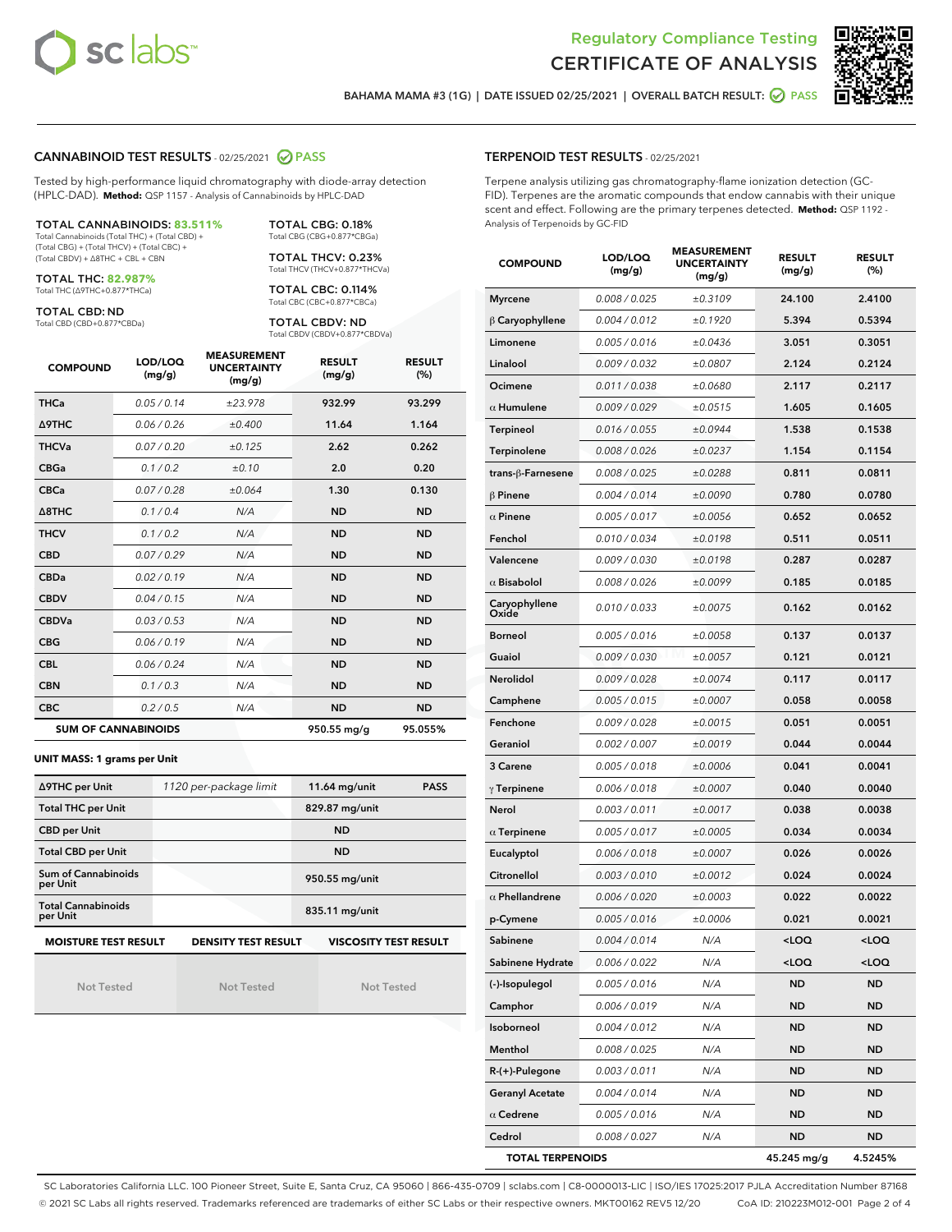Regulatory Compliance Testing
CERTIFICATE OF ANALYSIS

BAHAMA MAMA #3 (1G) | DATE ISSUED 02/25/2021 | OVERALL BATCH RESULT: PASS

## CANNABINOID TEST RESULTS - 02/25/2021 PASS

Tested by high-performance liquid chromatography with diode-array detection (HPLC-DAD). **Method:** QSP 1157 - Analysis of Cannabinoids by HPLC-DAD

**TOTAL CANNABINOIDS: 83.511%**
Total Cannabinoids (Total THC) + (Total CBD) + (Total CBG) + (Total THCV) + (Total CBC) + (Total CBDV) + Δ8THC + CBL + CBN

**TOTAL THC: 82.987%**
Total THC (Δ9THC+0.877*THCa)

**TOTAL CBD: ND**
Total CBD (CBD+0.877*CBDa)

**TOTAL CBG: 0.18%**
Total CBG (CBG+0.877*CBGa)

**TOTAL THCV: 0.23%**
Total THCV (THCV+0.877*THCVa)

**TOTAL CBC: 0.114%**
Total CBC (CBC+0.877*CBCa)

**TOTAL CBDV: ND**
Total CBDV (CBDV+0.877*CBDVa)

| COMPOUND | LOD/LOQ (mg/g) | MEASUREMENT UNCERTAINTY (mg/g) | RESULT (mg/g) | RESULT (%) |
|---|---|---|---|---|
| THCa | 0.05 / 0.14 | ±23.978 | 932.99 | 93.299 |
| Δ9THC | 0.06 / 0.26 | ±0.400 | 11.64 | 1.164 |
| THCVa | 0.07 / 0.20 | ±0.125 | 2.62 | 0.262 |
| CBGa | 0.1 / 0.2 | ±0.10 | 2.0 | 0.20 |
| CBCa | 0.07 / 0.28 | ±0.064 | 1.30 | 0.130 |
| Δ8THC | 0.1 / 0.4 | N/A | ND | ND |
| THCV | 0.1 / 0.2 | N/A | ND | ND |
| CBD | 0.07 / 0.29 | N/A | ND | ND |
| CBDa | 0.02 / 0.19 | N/A | ND | ND |
| CBDV | 0.04 / 0.15 | N/A | ND | ND |
| CBDVa | 0.03 / 0.53 | N/A | ND | ND |
| CBG | 0.06 / 0.19 | N/A | ND | ND |
| CBL | 0.06 / 0.24 | N/A | ND | ND |
| CBN | 0.1 / 0.3 | N/A | ND | ND |
| CBC | 0.2 / 0.5 | N/A | ND | ND |
| **SUM OF CANNABINOIDS** | | | 950.55 mg/g | 95.055% |

**UNIT MASS: 1 grams per Unit**

| | | | |
|---|---|---|---|
| Δ9THC per Unit | 1120 per-package limit | 11.64 mg/unit | PASS |
| Total THC per Unit | | 829.87 mg/unit | |
| CBD per Unit | | ND | |
| Total CBD per Unit | | ND | |
| Sum of Cannabinoids per Unit | | 950.55 mg/unit | |
| Total Cannabinoids per Unit | | 835.11 mg/unit | |

| MOISTURE TEST RESULT | DENSITY TEST RESULT | VISCOSITY TEST RESULT |
|---|---|---|
| Not Tested | Not Tested | Not Tested |

## TERPENOID TEST RESULTS - 02/25/2021

Terpene analysis utilizing gas chromatography-flame ionization detection (GC-FID). Terpenes are the aromatic compounds that endow cannabis with their unique scent and effect. Following are the primary terpenes detected. **Method:** QSP 1192 - Analysis of Terpenoids by GC-FID

| COMPOUND | LOD/LOQ (mg/g) | MEASUREMENT UNCERTAINTY (mg/g) | RESULT (mg/g) | RESULT (%) |
|---|---|---|---|---|
| Myrcene | 0.008 / 0.025 | ±0.3109 | 24.100 | 2.4100 |
| β Caryophyllene | 0.004 / 0.012 | ±0.1920 | 5.394 | 0.5394 |
| Limonene | 0.005 / 0.016 | ±0.0436 | 3.051 | 0.3051 |
| Linalool | 0.009 / 0.032 | ±0.0807 | 2.124 | 0.2124 |
| Ocimene | 0.011 / 0.038 | ±0.0680 | 2.117 | 0.2117 |
| α Humulene | 0.009 / 0.029 | ±0.0515 | 1.605 | 0.1605 |
| Terpineol | 0.016 / 0.055 | ±0.0944 | 1.538 | 0.1538 |
| Terpinolene | 0.008 / 0.026 | ±0.0237 | 1.154 | 0.1154 |
| trans-β-Farnesene | 0.008 / 0.025 | ±0.0288 | 0.811 | 0.0811 |
| β Pinene | 0.004 / 0.014 | ±0.0090 | 0.780 | 0.0780 |
| α Pinene | 0.005 / 0.017 | ±0.0056 | 0.652 | 0.0652 |
| Fenchol | 0.010 / 0.034 | ±0.0198 | 0.511 | 0.0511 |
| Valencene | 0.009 / 0.030 | ±0.0198 | 0.287 | 0.0287 |
| α Bisabolol | 0.008 / 0.026 | ±0.0099 | 0.185 | 0.0185 |
| Caryophyllene Oxide | 0.010 / 0.033 | ±0.0075 | 0.162 | 0.0162 |
| Borneol | 0.005 / 0.016 | ±0.0058 | 0.137 | 0.0137 |
| Guaiol | 0.009 / 0.030 | ±0.0057 | 0.121 | 0.0121 |
| Nerolidol | 0.009 / 0.028 | ±0.0074 | 0.117 | 0.0117 |
| Camphene | 0.005 / 0.015 | ±0.0007 | 0.058 | 0.0058 |
| Fenchone | 0.009 / 0.028 | ±0.0015 | 0.051 | 0.0051 |
| Geraniol | 0.002 / 0.007 | ±0.0019 | 0.044 | 0.0044 |
| 3 Carene | 0.005 / 0.018 | ±0.0006 | 0.041 | 0.0041 |
| γ Terpinene | 0.006 / 0.018 | ±0.0007 | 0.040 | 0.0040 |
| Nerol | 0.003 / 0.011 | ±0.0017 | 0.038 | 0.0038 |
| α Terpinene | 0.005 / 0.017 | ±0.0005 | 0.034 | 0.0034 |
| Eucalyptol | 0.006 / 0.018 | ±0.0007 | 0.026 | 0.0026 |
| Citronellol | 0.003 / 0.010 | ±0.0012 | 0.024 | 0.0024 |
| α Phellandrene | 0.006 / 0.020 | ±0.0003 | 0.022 | 0.0022 |
| p-Cymene | 0.005 / 0.016 | ±0.0006 | 0.021 | 0.0021 |
| Sabinene | 0.004 / 0.014 | N/A | <LOQ | <LOQ |
| Sabinene Hydrate | 0.006 / 0.022 | N/A | <LOQ | <LOQ |
| (-)-Isopulegol | 0.005 / 0.016 | N/A | ND | ND |
| Camphor | 0.006 / 0.019 | N/A | ND | ND |
| Isoborneol | 0.004 / 0.012 | N/A | ND | ND |
| Menthol | 0.008 / 0.025 | N/A | ND | ND |
| R-(+)-Pulegone | 0.003 / 0.011 | N/A | ND | ND |
| Geranyl Acetate | 0.004 / 0.014 | N/A | ND | ND |
| α Cedrene | 0.005 / 0.016 | N/A | ND | ND |
| Cedrol | 0.008 / 0.027 | N/A | ND | ND |
| **TOTAL TERPENOIDS** | | | 45.245 mg/g | 4.5245% |

SC Laboratories California LLC. 100 Pioneer Street, Suite E, Santa Cruz, CA 95060 | 866-435-0709 | sclabs.com | C8-0000013-LIC | ISO/IES 17025:2017 PJLA Accreditation Number 87168
© 2021 SC Labs all rights reserved. Trademarks referenced are trademarks of either SC Labs or their respective owners. MKT00162 REV5 12/20 CoA ID: 210223M012-001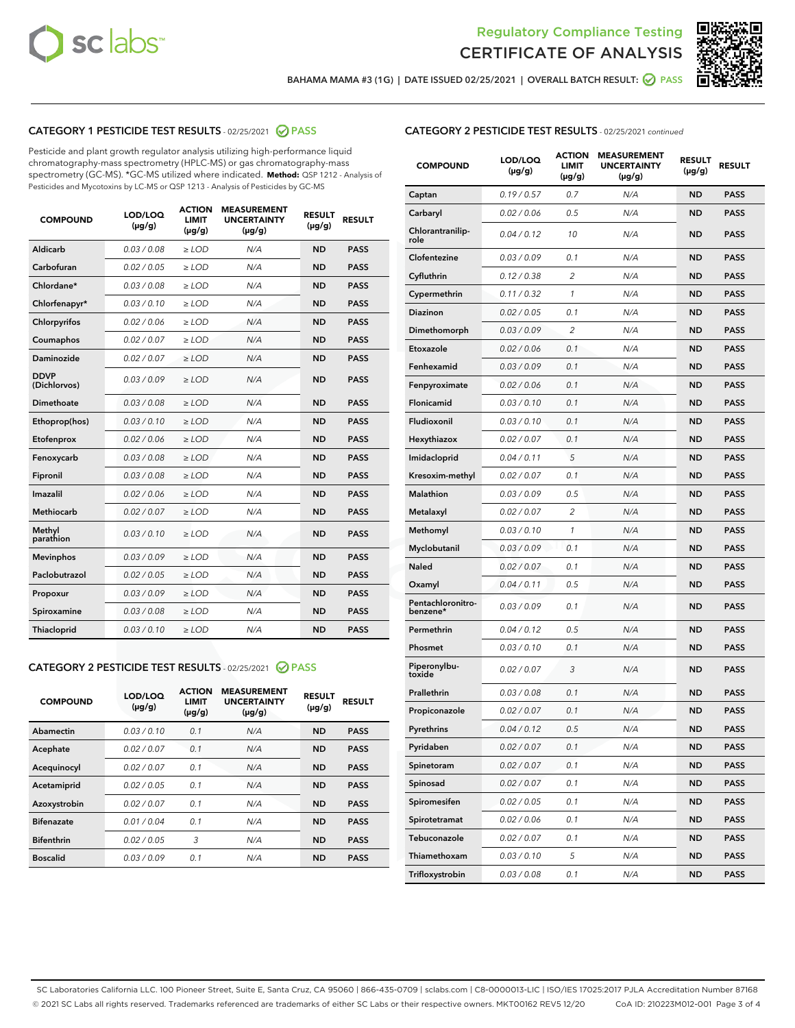Regulatory Compliance Testing

CERTIFICATE OF ANALYSIS

BAHAMA MAMA #3 (1G) | DATE ISSUED 02/25/2021 | OVERALL BATCH RESULT: PASS

## CATEGORY 1 PESTICIDE TEST RESULTS - 02/25/2021 PASS

Pesticide and plant growth regulator analysis utilizing high-performance liquid chromatography-mass spectrometry (HPLC-MS) or gas chromatography-mass spectrometry (GC-MS). *GC-MS utilized where indicated. **Method:** QSP 1212 - Analysis of Pesticides and Mycotoxins by LC-MS or QSP 1213 - Analysis of Pesticides by GC-MS

| COMPOUND | LOD/LOQ (µg/g) | ACTION LIMIT (µg/g) | MEASUREMENT UNCERTAINTY (µg/g) | RESULT (µg/g) | RESULT |
|---|---|---|---|---|---|
| Aldicarb | 0.03 / 0.08 | ≥ LOD | N/A | ND | PASS |
| Carbofuran | 0.02 / 0.05 | ≥ LOD | N/A | ND | PASS |
| Chlordane* | 0.03 / 0.08 | ≥ LOD | N/A | ND | PASS |
| Chlorfenapyr* | 0.03 / 0.10 | ≥ LOD | N/A | ND | PASS |
| Chlorpyrifos | 0.02 / 0.06 | ≥ LOD | N/A | ND | PASS |
| Coumaphos | 0.02 / 0.07 | ≥ LOD | N/A | ND | PASS |
| Daminozide | 0.02 / 0.07 | ≥ LOD | N/A | ND | PASS |
| DDVP (Dichlorvos) | 0.03 / 0.09 | ≥ LOD | N/A | ND | PASS |
| Dimethoate | 0.03 / 0.08 | ≥ LOD | N/A | ND | PASS |
| Ethoprop(hos) | 0.03 / 0.10 | ≥ LOD | N/A | ND | PASS |
| Etofenprox | 0.02 / 0.06 | ≥ LOD | N/A | ND | PASS |
| Fenoxycarb | 0.03 / 0.08 | ≥ LOD | N/A | ND | PASS |
| Fipronil | 0.03 / 0.08 | ≥ LOD | N/A | ND | PASS |
| Imazalil | 0.02 / 0.06 | ≥ LOD | N/A | ND | PASS |
| Methiocarb | 0.02 / 0.07 | ≥ LOD | N/A | ND | PASS |
| Methyl parathion | 0.03 / 0.10 | ≥ LOD | N/A | ND | PASS |
| Mevinphos | 0.03 / 0.09 | ≥ LOD | N/A | ND | PASS |
| Paclobutrazol | 0.02 / 0.05 | ≥ LOD | N/A | ND | PASS |
| Propoxur | 0.03 / 0.09 | ≥ LOD | N/A | ND | PASS |
| Spiroxamine | 0.03 / 0.08 | ≥ LOD | N/A | ND | PASS |
| Thiacloprid | 0.03 / 0.10 | ≥ LOD | N/A | ND | PASS |

## CATEGORY 2 PESTICIDE TEST RESULTS - 02/25/2021 PASS

| COMPOUND | LOD/LOQ (µg/g) | ACTION LIMIT (µg/g) | MEASUREMENT UNCERTAINTY (µg/g) | RESULT (µg/g) | RESULT |
|---|---|---|---|---|---|
| Abamectin | 0.03 / 0.10 | 0.1 | N/A | ND | PASS |
| Acephate | 0.02 / 0.07 | 0.1 | N/A | ND | PASS |
| Acequinocyl | 0.02 / 0.07 | 0.1 | N/A | ND | PASS |
| Acetamiprid | 0.02 / 0.05 | 0.1 | N/A | ND | PASS |
| Azoxystrobin | 0.02 / 0.07 | 0.1 | N/A | ND | PASS |
| Bifenazate | 0.01 / 0.04 | 0.1 | N/A | ND | PASS |
| Bifenthrin | 0.02 / 0.05 | 3 | N/A | ND | PASS |
| Boscalid | 0.03 / 0.09 | 0.1 | N/A | ND | PASS |
| Captan | 0.19 / 0.57 | 0.7 | N/A | ND | PASS |
| Carbaryl | 0.02 / 0.06 | 0.5 | N/A | ND | PASS |
| Chlorantraniliprole | 0.04 / 0.12 | 10 | N/A | ND | PASS |
| Clofentezine | 0.03 / 0.09 | 0.1 | N/A | ND | PASS |
| Cyfluthrin | 0.12 / 0.38 | 2 | N/A | ND | PASS |
| Cypermethrin | 0.11 / 0.32 | 1 | N/A | ND | PASS |
| Diazinon | 0.02 / 0.05 | 0.1 | N/A | ND | PASS |
| Dimethomorph | 0.03 / 0.09 | 2 | N/A | ND | PASS |
| Etoxazole | 0.02 / 0.06 | 0.1 | N/A | ND | PASS |
| Fenhexamid | 0.03 / 0.09 | 0.1 | N/A | ND | PASS |
| Fenpyroximate | 0.02 / 0.06 | 0.1 | N/A | ND | PASS |
| Flonicamid | 0.03 / 0.10 | 0.1 | N/A | ND | PASS |
| Fludioxonil | 0.03 / 0.10 | 0.1 | N/A | ND | PASS |
| Hexythiazox | 0.02 / 0.07 | 0.1 | N/A | ND | PASS |
| Imidacloprid | 0.04 / 0.11 | 5 | N/A | ND | PASS |
| Kresoxim-methyl | 0.02 / 0.07 | 0.1 | N/A | ND | PASS |
| Malathion | 0.03 / 0.09 | 0.5 | N/A | ND | PASS |
| Metalaxyl | 0.02 / 0.07 | 2 | N/A | ND | PASS |
| Methomyl | 0.03 / 0.10 | 1 | N/A | ND | PASS |
| Myclobutanil | 0.03 / 0.09 | 0.1 | N/A | ND | PASS |
| Naled | 0.02 / 0.07 | 0.1 | N/A | ND | PASS |
| Oxamyl | 0.04 / 0.11 | 0.5 | N/A | ND | PASS |
| Pentachloronitrobenzene* | 0.03 / 0.09 | 0.1 | N/A | ND | PASS |
| Permethrin | 0.04 / 0.12 | 0.5 | N/A | ND | PASS |
| Phosmet | 0.03 / 0.10 | 0.1 | N/A | ND | PASS |
| Piperonylbutoxide | 0.02 / 0.07 | 3 | N/A | ND | PASS |
| Prallethrin | 0.03 / 0.08 | 0.1 | N/A | ND | PASS |
| Propiconazole | 0.02 / 0.07 | 0.1 | N/A | ND | PASS |
| Pyrethrins | 0.04 / 0.12 | 0.5 | N/A | ND | PASS |
| Pyridaben | 0.02 / 0.07 | 0.1 | N/A | ND | PASS |
| Spinetoram | 0.02 / 0.07 | 0.1 | N/A | ND | PASS |
| Spinosad | 0.02 / 0.07 | 0.1 | N/A | ND | PASS |
| Spiromesifen | 0.02 / 0.05 | 0.1 | N/A | ND | PASS |
| Spirotetramat | 0.02 / 0.06 | 0.1 | N/A | ND | PASS |
| Tebuconazole | 0.02 / 0.07 | 0.1 | N/A | ND | PASS |
| Thiamethoxam | 0.03 / 0.10 | 5 | N/A | ND | PASS |
| Trifloxystrobin | 0.03 / 0.08 | 0.1 | N/A | ND | PASS |

SC Laboratories California LLC. 100 Pioneer Street, Suite E, Santa Cruz, CA 95060 | 866-435-0709 | sclabs.com | C8-0000013-LIC | ISO/IES 17025:2017 PJLA Accreditation Number 87168
© 2021 SC Labs all rights reserved. Trademarks referenced are trademarks of either SC Labs or their respective owners. MKT00162 REV5 12/20 CoA ID: 210223M012-001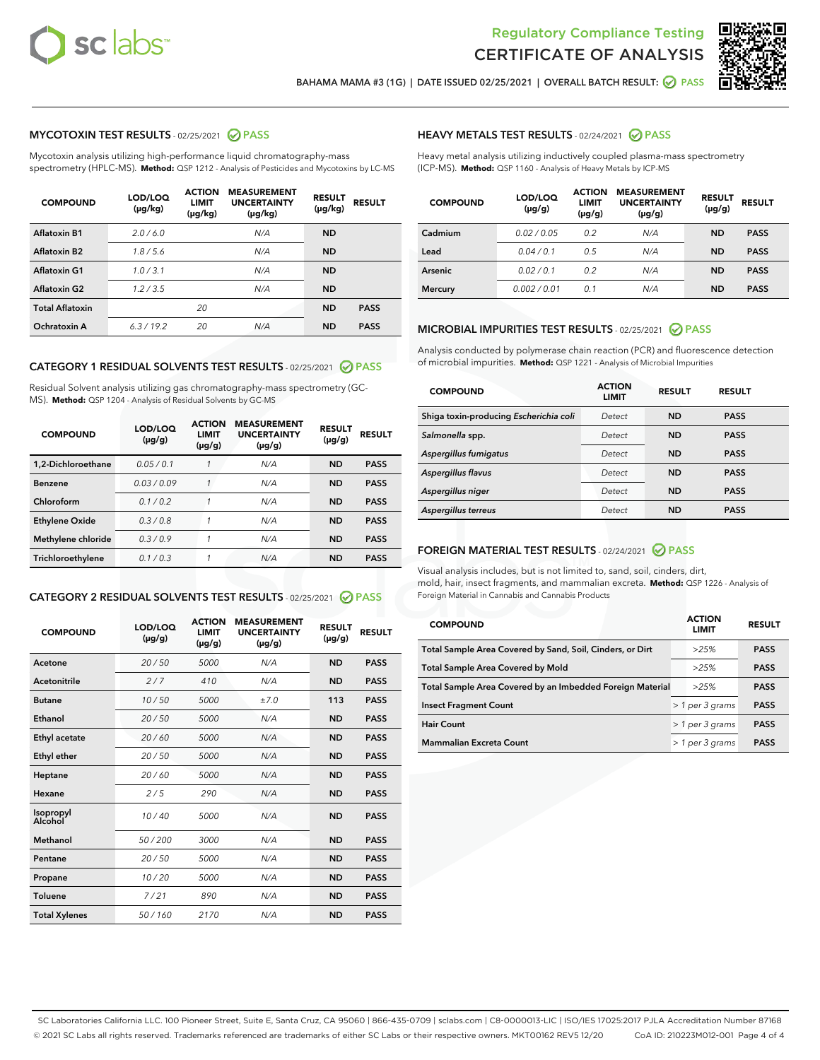Regulatory Compliance Testing

# CERTIFICATE OF ANALYSIS

BAHAMA MAMA #3 (1G) | DATE ISSUED 02/25/2021 | OVERALL BATCH RESULT: PASS

## MYCOTOXIN TEST RESULTS - 02/25/2021 PASS

Mycotoxin analysis utilizing high-performance liquid chromatography-mass spectrometry (HPLC-MS). **Method:** QSP 1212 - Analysis of Pesticides and Mycotoxins by LC-MS

| COMPOUND | LOD/LOQ (µg/kg) | ACTION LIMIT (µg/kg) | MEASUREMENT UNCERTAINTY (µg/kg) | RESULT (µg/kg) | RESULT |
|---|---|---|---|---|---|
| Aflatoxin B1 | 2.0 / 6.0 | | N/A | ND | |
| Aflatoxin B2 | 1.8 / 5.6 | | N/A | ND | |
| Aflatoxin G1 | 1.0 / 3.1 | | N/A | ND | |
| Aflatoxin G2 | 1.2 / 3.5 | | N/A | ND | |
| Total Aflatoxin | | 20 | | ND | PASS |
| Ochratoxin A | 6.3 / 19.2 | 20 | N/A | ND | PASS |

## CATEGORY 1 RESIDUAL SOLVENTS TEST RESULTS - 02/25/2021 PASS

Residual Solvent analysis utilizing gas chromatography-mass spectrometry (GC-MS). **Method:** QSP 1204 - Analysis of Residual Solvents by GC-MS

| COMPOUND | LOD/LOQ (µg/g) | ACTION LIMIT (µg/g) | MEASUREMENT UNCERTAINTY (µg/g) | RESULT (µg/g) | RESULT |
|---|---|---|---|---|---|
| 1,2-Dichloroethane | 0.05 / 0.1 | 1 | N/A | ND | PASS |
| Benzene | 0.03 / 0.09 | 1 | N/A | ND | PASS |
| Chloroform | 0.1 / 0.2 | 1 | N/A | ND | PASS |
| Ethylene Oxide | 0.3 / 0.8 | 1 | N/A | ND | PASS |
| Methylene chloride | 0.3 / 0.9 | 1 | N/A | ND | PASS |
| Trichloroethylene | 0.1 / 0.3 | 1 | N/A | ND | PASS |

## CATEGORY 2 RESIDUAL SOLVENTS TEST RESULTS - 02/25/2021 PASS

| COMPOUND | LOD/LOQ (µg/g) | ACTION LIMIT (µg/g) | MEASUREMENT UNCERTAINTY (µg/g) | RESULT (µg/g) | RESULT |
|---|---|---|---|---|---|
| Acetone | 20 / 50 | 5000 | N/A | ND | PASS |
| Acetonitrile | 2 / 7 | 410 | N/A | ND | PASS |
| Butane | 10 / 50 | 5000 | ±7.0 | 113 | PASS |
| Ethanol | 20 / 50 | 5000 | N/A | ND | PASS |
| Ethyl acetate | 20 / 60 | 5000 | N/A | ND | PASS |
| Ethyl ether | 20 / 50 | 5000 | N/A | ND | PASS |
| Heptane | 20 / 60 | 5000 | N/A | ND | PASS |
| Hexane | 2 / 5 | 290 | N/A | ND | PASS |
| Isopropyl Alcohol | 10 / 40 | 5000 | N/A | ND | PASS |
| Methanol | 50 / 200 | 3000 | N/A | ND | PASS |
| Pentane | 20 / 50 | 5000 | N/A | ND | PASS |
| Propane | 10 / 20 | 5000 | N/A | ND | PASS |
| Toluene | 7 / 21 | 890 | N/A | ND | PASS |
| Total Xylenes | 50 / 160 | 2170 | N/A | ND | PASS |

## HEAVY METALS TEST RESULTS - 02/24/2021 PASS

Heavy metal analysis utilizing inductively coupled plasma-mass spectrometry (ICP-MS). **Method:** QSP 1160 - Analysis of Heavy Metals by ICP-MS

| COMPOUND | LOD/LOQ (µg/g) | ACTION LIMIT (µg/g) | MEASUREMENT UNCERTAINTY (µg/g) | RESULT (µg/g) | RESULT |
|---|---|---|---|---|---|
| Cadmium | 0.02 / 0.05 | 0.2 | N/A | ND | PASS |
| Lead | 0.04 / 0.1 | 0.5 | N/A | ND | PASS |
| Arsenic | 0.02 / 0.1 | 0.2 | N/A | ND | PASS |
| Mercury | 0.002 / 0.01 | 0.1 | N/A | ND | PASS |

## MICROBIAL IMPURITIES TEST RESULTS - 02/25/2021 PASS

Analysis conducted by polymerase chain reaction (PCR) and fluorescence detection of microbial impurities. **Method:** QSP 1221 - Analysis of Microbial Impurities

| COMPOUND | ACTION LIMIT | RESULT | RESULT |
|---|---|---|---|
| *Shiga toxin-producing Escherichia coli* | Detect | ND | PASS |
| *Salmonella* spp. | Detect | ND | PASS |
| *Aspergillus fumigatus* | Detect | ND | PASS |
| *Aspergillus flavus* | Detect | ND | PASS |
| *Aspergillus niger* | Detect | ND | PASS |
| *Aspergillus terreus* | Detect | ND | PASS |

## FOREIGN MATERIAL TEST RESULTS - 02/24/2021 PASS

Visual analysis includes, but is not limited to, sand, soil, cinders, dirt, mold, hair, insect fragments, and mammalian excreta. **Method:** QSP 1226 - Analysis of Foreign Material in Cannabis and Cannabis Products

| COMPOUND | ACTION LIMIT | RESULT |
|---|---|---|
| Total Sample Area Covered by Sand, Soil, Cinders, or Dirt | >25% | PASS |
| Total Sample Area Covered by Mold | >25% | PASS |
| Total Sample Area Covered by an Imbedded Foreign Material | >25% | PASS |
| Insect Fragment Count | > 1 per 3 grams | PASS |
| Hair Count | > 1 per 3 grams | PASS |
| Mammalian Excreta Count | > 1 per 3 grams | PASS |

SC Laboratories California LLC. 100 Pioneer Street, Suite E, Santa Cruz, CA 95060 | 866-435-0709 | sclabs.com | C8-0000013-LIC | ISO/IES 17025:2017 PJLA Accreditation Number 87168
© 2021 SC Labs all rights reserved. Trademarks referenced are trademarks of either SC Labs or their respective owners. MKT00162 REV5 12/20 CoA ID: 210223M012-001